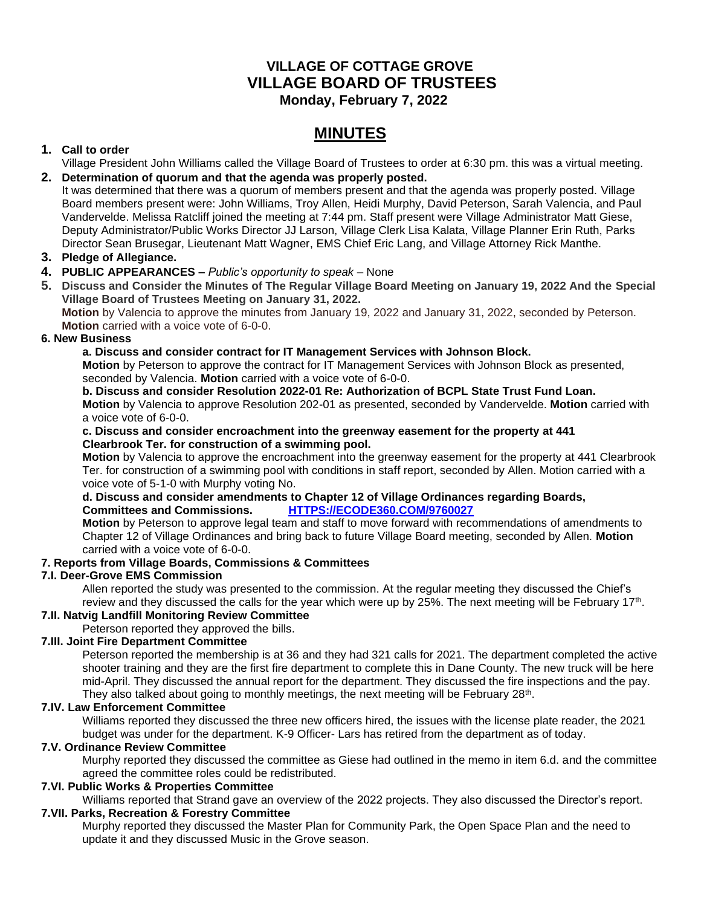# VILLAGE OF COTTAGE GROVE
# VILLAGE BOARD OF TRUSTEES
**Monday, February 7, 2022**

# MINUTES

**1. Call to order**

Village President John Williams called the Village Board of Trustees to order at 6:30 pm. this was a virtual meeting.

**2. Determination of quorum and that the agenda was properly posted.**

It was determined that there was a quorum of members present and that the agenda was properly posted. Village Board members present were: John Williams, Troy Allen, Heidi Murphy, David Peterson, Sarah Valencia, and Paul Vandervelde. Melissa Ratcliff joined the meeting at 7:44 pm. Staff present were Village Administrator Matt Giese, Deputy Administrator/Public Works Director JJ Larson, Village Clerk Lisa Kalata, Village Planner Erin Ruth, Parks Director Sean Brusegar, Lieutenant Matt Wagner, EMS Chief Eric Lang, and Village Attorney Rick Manthe.

**3. Pledge of Allegiance.**

**4. PUBLIC APPEARANCES –** *Public's opportunity to speak* – None

**5. Discuss and Consider the Minutes of The Regular Village Board Meeting on January 19, 2022 And the Special Village Board of Trustees Meeting on January 31, 2022.**

**Motion** by Valencia to approve the minutes from January 19, 2022 and January 31, 2022, seconded by Peterson. **Motion** carried with a voice vote of 6-0-0.

**6. New Business**

**a. Discuss and consider contract for IT Management Services with Johnson Block.**

**Motion** by Peterson to approve the contract for IT Management Services with Johnson Block as presented, seconded by Valencia. **Motion** carried with a voice vote of 6-0-0.

**b. Discuss and consider Resolution 2022-01 Re: Authorization of BCPL State Trust Fund Loan.**

**Motion** by Valencia to approve Resolution 202-01 as presented, seconded by Vandervelde. **Motion** carried with a voice vote of 6-0-0.

**c. Discuss and consider encroachment into the greenway easement for the property at 441 Clearbrook Ter. for construction of a swimming pool.**

**Motion** by Valencia to approve the encroachment into the greenway easement for the property at 441 Clearbrook Ter. for construction of a swimming pool with conditions in staff report, seconded by Allen. Motion carried with a voice vote of 5-1-0 with Murphy voting No.

**d. Discuss and consider amendments to Chapter 12 of Village Ordinances regarding Boards, Committees and Commissions.** HTTPS://ECODE360.COM/9760027

**Motion** by Peterson to approve legal team and staff to move forward with recommendations of amendments to Chapter 12 of Village Ordinances and bring back to future Village Board meeting, seconded by Allen. **Motion** carried with a voice vote of 6-0-0.

**7. Reports from Village Boards, Commissions & Committees**

**7.I. Deer-Grove EMS Commission**

Allen reported the study was presented to the commission. At the regular meeting they discussed the Chief's review and they discussed the calls for the year which were up by 25%. The next meeting will be February 17th.

**7.II. Natvig Landfill Monitoring Review Committee**

Peterson reported they approved the bills.

**7.III. Joint Fire Department Committee**

Peterson reported the membership is at 36 and they had 321 calls for 2021. The department completed the active shooter training and they are the first fire department to complete this in Dane County. The new truck will be here mid-April. They discussed the annual report for the department. They discussed the fire inspections and the pay. They also talked about going to monthly meetings, the next meeting will be February 28th.

**7.IV. Law Enforcement Committee**

Williams reported they discussed the three new officers hired, the issues with the license plate reader, the 2021 budget was under for the department. K-9 Officer- Lars has retired from the department as of today.

**7.V. Ordinance Review Committee**

Murphy reported they discussed the committee as Giese had outlined in the memo in item 6.d. and the committee agreed the committee roles could be redistributed.

**7.VI. Public Works & Properties Committee**

Williams reported that Strand gave an overview of the 2022 projects. They also discussed the Director's report.

**7.VII. Parks, Recreation & Forestry Committee**

Murphy reported they discussed the Master Plan for Community Park, the Open Space Plan and the need to update it and they discussed Music in the Grove season.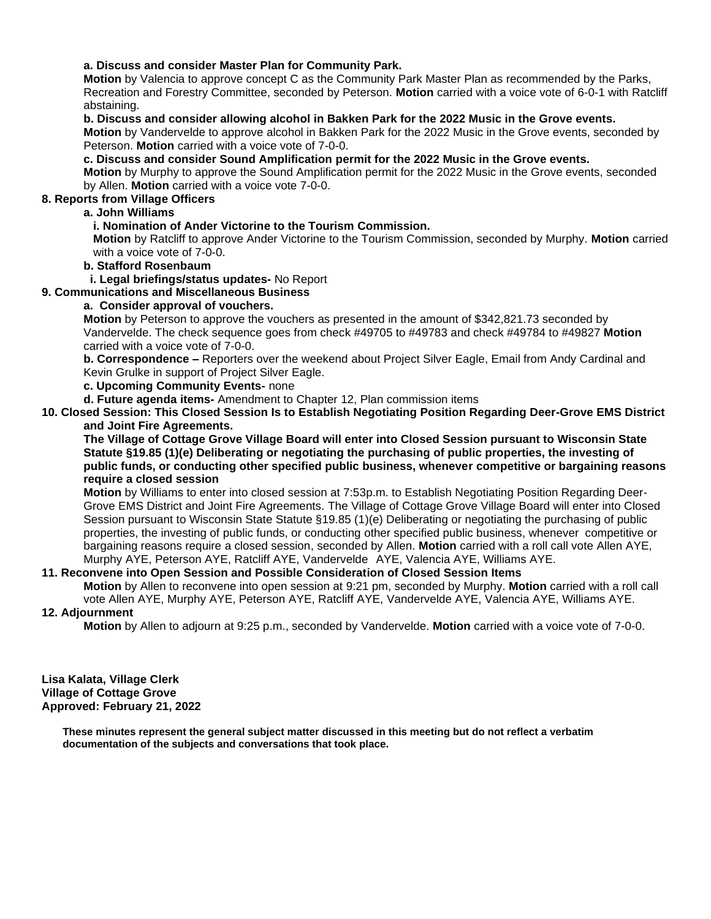**a. Discuss and consider Master Plan for Community Park.**

**Motion** by Valencia to approve concept C as the Community Park Master Plan as recommended by the Parks, Recreation and Forestry Committee, seconded by Peterson. **Motion** carried with a voice vote of 6-0-1 with Ratcliff abstaining.

**b. Discuss and consider allowing alcohol in Bakken Park for the 2022 Music in the Grove events.**

**Motion** by Vandervelde to approve alcohol in Bakken Park for the 2022 Music in the Grove events, seconded by Peterson. **Motion** carried with a voice vote of 7-0-0.

**c. Discuss and consider Sound Amplification permit for the 2022 Music in the Grove events.**

**Motion** by Murphy to approve the Sound Amplification permit for the 2022 Music in the Grove events, seconded by Allen. **Motion** carried with a voice vote 7-0-0.

**8. Reports from Village Officers**

**a. John Williams**

**i. Nomination of Ander Victorine to the Tourism Commission.**

**Motion** by Ratcliff to approve Ander Victorine to the Tourism Commission, seconded by Murphy. **Motion** carried with a voice vote of 7-0-0.

**b. Stafford Rosenbaum**

**i. Legal briefings/status updates-** No Report

**9. Communications and Miscellaneous Business**

**a. Consider approval of vouchers.**

**Motion** by Peterson to approve the vouchers as presented in the amount of $342,821.73 seconded by Vandervelde. The check sequence goes from check #49705 to #49783 and check #49784 to #49827 **Motion** carried with a voice vote of 7-0-0.

**b. Correspondence –** Reporters over the weekend about Project Silver Eagle, Email from Andy Cardinal and Kevin Grulke in support of Project Silver Eagle.

**c. Upcoming Community Events-** none

**d. Future agenda items-** Amendment to Chapter 12, Plan commission items

**10. Closed Session: This Closed Session Is to Establish Negotiating Position Regarding Deer-Grove EMS District and Joint Fire Agreements.**

**The Village of Cottage Grove Village Board will enter into Closed Session pursuant to Wisconsin State Statute §19.85 (1)(e) Deliberating or negotiating the purchasing of public properties, the investing of public funds, or conducting other specified public business, whenever competitive or bargaining reasons require a closed session**

**Motion** by Williams to enter into closed session at 7:53p.m. to Establish Negotiating Position Regarding Deer-Grove EMS District and Joint Fire Agreements. The Village of Cottage Grove Village Board will enter into Closed Session pursuant to Wisconsin State Statute §19.85 (1)(e) Deliberating or negotiating the purchasing of public properties, the investing of public funds, or conducting other specified public business, whenever competitive or bargaining reasons require a closed session, seconded by Allen. **Motion** carried with a roll call vote Allen AYE, Murphy AYE, Peterson AYE, Ratcliff AYE, Vandervelde AYE, Valencia AYE, Williams AYE.

**11. Reconvene into Open Session and Possible Consideration of Closed Session Items**

**Motion** by Allen to reconvene into open session at 9:21 pm, seconded by Murphy. **Motion** carried with a roll call vote Allen AYE, Murphy AYE, Peterson AYE, Ratcliff AYE, Vandervelde AYE, Valencia AYE, Williams AYE.

**12. Adjournment**

**Motion** by Allen to adjourn at 9:25 p.m., seconded by Vandervelde. **Motion** carried with a voice vote of 7-0-0.

**Lisa Kalata, Village Clerk**
**Village of Cottage Grove**
**Approved: February 21, 2022**

**These minutes represent the general subject matter discussed in this meeting but do not reflect a verbatim documentation of the subjects and conversations that took place.**